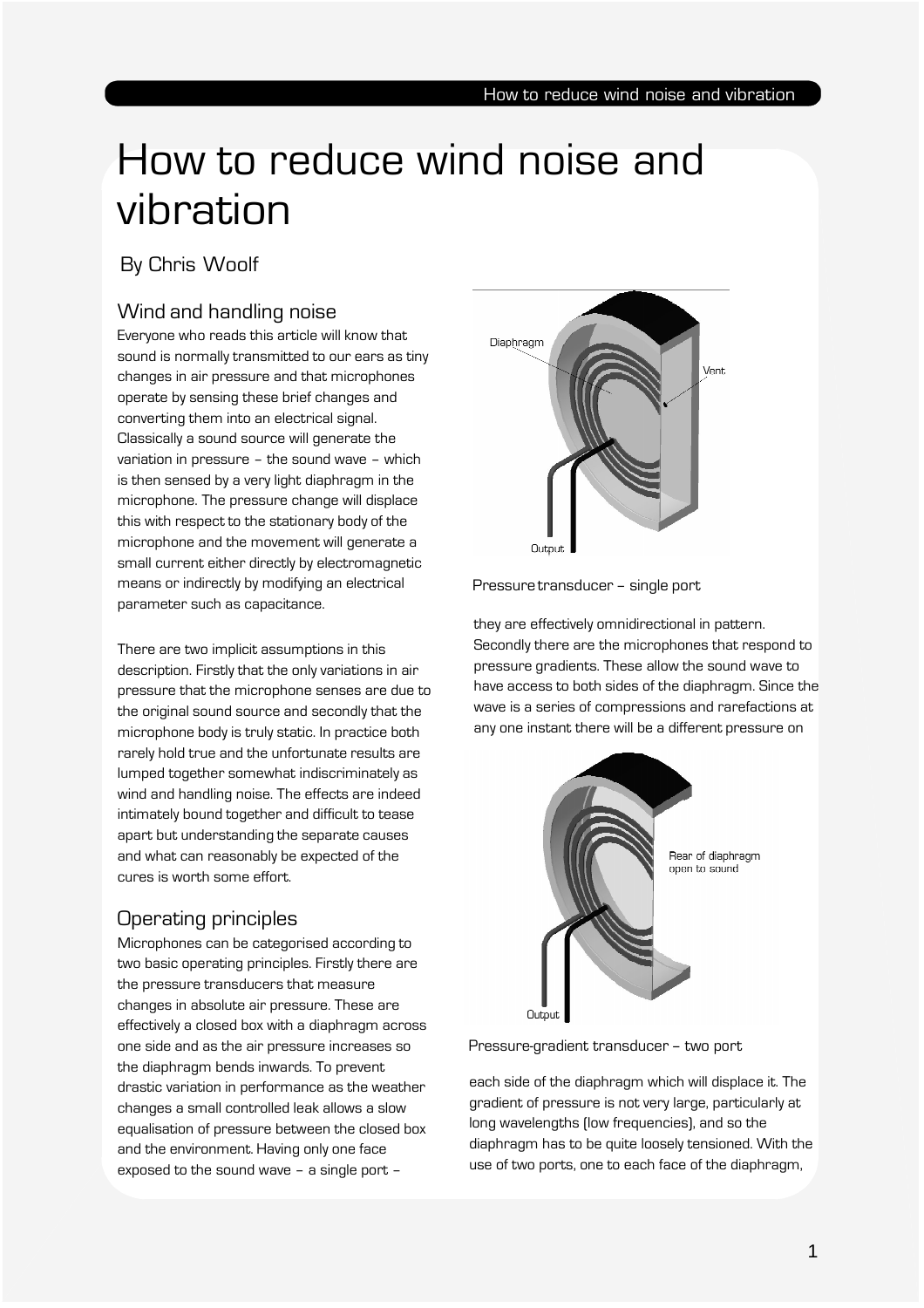# How to reduce wind noise and vibration

By Chris Woolf

## Wind and handling noise

Everyone who reads this article will know that sound is normally transmitted to our ears as tiny changes in air pressure and that microphones operate by sensing these brief changes and converting them into an electrical signal. Classically a sound source will generate the variation in pressure – the sound wave – which is then sensed by a very light diaphragm in the microphone. The pressure change will displace this with respect to the stationary body of the microphone and the movement will generate a small current either directly by electromagnetic means or indirectly by modifying an electrical parameter such as capacitance.

There are two implicit assumptions in this description. Firstly that the only variations in air pressure that the microphone senses are due to the original sound source and secondly that the microphone body is truly static. In practice both rarely hold true and the unfortunate results are lumped together somewhat indiscriminately as wind and handling noise. The effects are indeed intimately bound together and difficult to tease apart but understanding the separate causes and what can reasonably be expected of the cures is worth some effort.

## Operating principles

Microphones can be categorised according to two basic operating principles. Firstly there are the pressure transducers that measure changes in absolute air pressure. These are effectively a closed box with a diaphragm across one side and as the air pressure increases so the diaphragm bends inwards. To prevent drastic variation in performance as the weather changes a small controlled leak allows a slow equalisation of pressure between the closed box and the environment. Having only one face exposed to the sound wave – a single port – they are effectively omnidirectional in pattern.

Pressure transducer – single port

Secondly there are the microphones that respond to pressure gradients. These allow the sound wave to have access to both sides of the diaphragm. Since the wave is a series of compressions and rarefactions at any one instant there will be a different pressure on each side of the diaphragm which will displace it. The gradient of pressure is not very large, particularly at long wavelengths (low frequencies), and so the diaphragm has to be quite loosely tensioned. With the use of two ports, one to each face of the diaphragm,

Pressure-gradient transducer – two port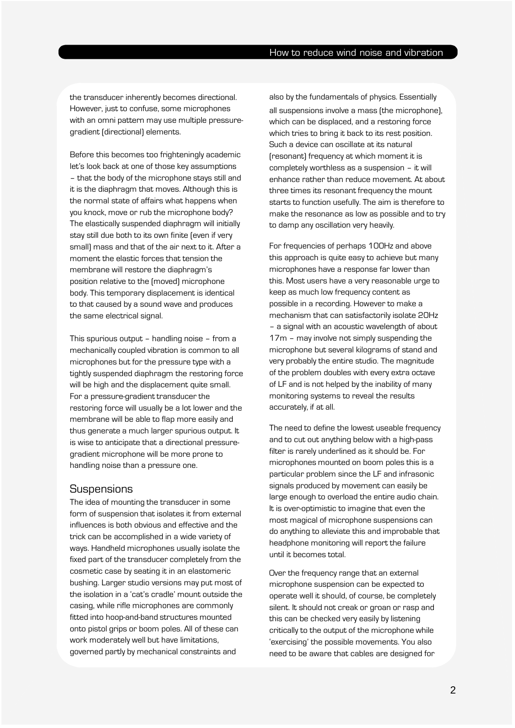the transducer inherently becomes directional. However, just to confuse, some microphones with an omni pattern may use multiple pressure-gradient (directional) elements.

Before this becomes too frighteningly academic let's look back at one of those key assumptions – that the body of the microphone stays still and it is the diaphragm that moves. Although this is the normal state of affairs what happens when you knock, move or rub the microphone body? The elastically suspended diaphragm will initially stay still due both to its own finite (even if very small) mass and that of the air next to it. After a moment the elastic forces that tension the membrane will restore the diaphragm's position relative to the (moved) microphone body. This temporary displacement is identical to that caused by a sound wave and produces the same electrical signal.

This spurious output – handling noise – from a mechanically coupled vibration is common to all microphones but for the pressure type with a tightly suspended diaphragm the restoring force will be high and the displacement quite small. For a pressure-gradient transducer the restoring force will usually be a lot lower and the membrane will be able to flap more easily and thus generate a much larger spurious output. It is wise to anticipate that a directional pressure-gradient microphone will be more prone to handling noise than a pressure one.

## Suspensions

The idea of mounting the transducer in some form of suspension that isolates it from external influences is both obvious and effective and the trick can be accomplished in a wide variety of ways. Handheld microphones usually isolate the fixed part of the transducer completely from the cosmetic case by seating it in an elastomeric bushing. Larger studio versions may put most of the isolation in a 'cat's cradle' mount outside the casing, while rifle microphones are commonly fitted into hoop-and-band structures mounted onto pistol grips or boom poles. All of these can work moderately well but have limitations, governed partly by mechanical constraints and also by the fundamentals of physics. Essentially all suspensions involve a mass (the microphone), which can be displaced, and a restoring force which tries to bring it back to its rest position. Such a device can oscillate at its natural (resonant) frequency at which moment it is completely worthless as a suspension – it will enhance rather than reduce movement. At about three times its resonant frequency the mount starts to function usefully. The aim is therefore to make the resonance as low as possible and to try to damp any oscillation very heavily.

For frequencies of perhaps 100Hz and above this approach is quite easy to achieve but many microphones have a response far lower than this. Most users have a very reasonable urge to keep as much low frequency content as possible in a recording. However to make a mechanism that can satisfactorily isolate 20Hz – a signal with an acoustic wavelength of about 17m – may involve not simply suspending the microphone but several kilograms of stand and very probably the entire studio. The magnitude of the problem doubles with every extra octave of LF and is not helped by the inability of many monitoring systems to reveal the results accurately, if at all.

The need to define the lowest useable frequency and to cut out anything below with a high-pass filter is rarely underlined as it should be. For microphones mounted on boom poles this is a particular problem since the LF and infrasonic signals produced by movement can easily be large enough to overload the entire audio chain. It is over-optimistic to imagine that even the most magical of microphone suspensions can do anything to alleviate this and improbable that headphone monitoring will report the failure until it becomes total.

Over the frequency range that an external microphone suspension can be expected to operate well it should, of course, be completely silent. It should not creak or groan or rasp and this can be checked very easily by listening critically to the output of the microphone while 'exercising' the possible movements. You also need to be aware that cables are designed for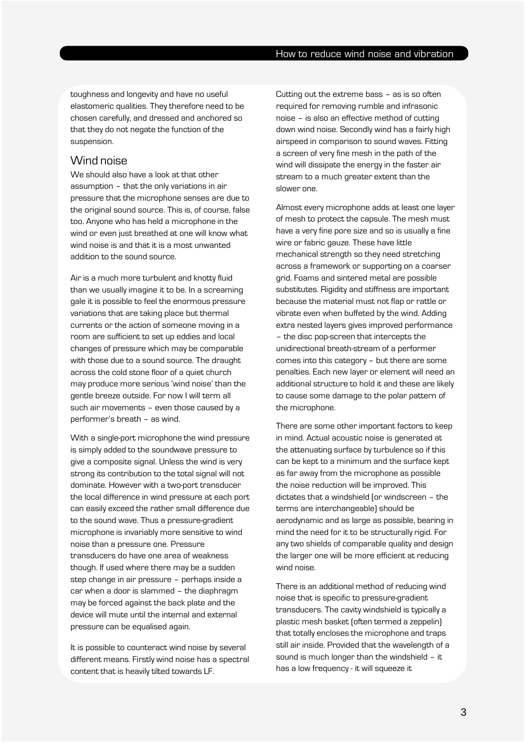toughness and longevity and have no useful elastomeric qualities. They therefore need to be chosen carefully, and dressed and anchored so that they do not negate the function of the suspension.

## Wind noise

We should also have a look at that other assumption – that the only variations in air pressure that the microphone senses are due to the original sound source. This is, of course, false too. Anyone who has held a microphone in the wind or even just breathed at one will know what wind noise is and that it is a most unwanted addition to the sound source.

Air is a much more turbulent and knotty fluid than we usually imagine it to be. In a screaming gale it is possible to feel the enormous pressure variations that are taking place but thermal currents or the action of someone moving in a room are sufficient to set up eddies and local changes of pressure which may be comparable with those due to a sound source. The draught across the cold stone floor of a quiet church may produce more serious 'wind noise' than the gentle breeze outside. For now I will term all such air movements – even those caused by a performer's breath – as wind.

With a single-port microphone the wind pressure is simply added to the soundwave pressure to give a composite signal. Unless the wind is very strong its contribution to the total signal will not dominate. However with a two-port transducer the local difference in wind pressure at each port can easily exceed the rather small difference due to the sound wave. Thus a pressure-gradient microphone is invariably more sensitive to wind noise than a pressure one. Pressure transducers do have one area of weakness though. If used where there may be a sudden step change in air pressure – perhaps inside a car when a door is slammed – the diaphragm may be forced against the back plate and the device will mute until the internal and external pressure can be equalised again.

It is possible to counteract wind noise by several different means. Firstly wind noise has a spectral content that is heavily tilted towards LF. Cutting out the extreme bass – as is so often required for removing rumble and infrasonic noise – is also an effective method of cutting down wind noise. Secondly wind has a fairly high airspeed in comparison to sound waves. Fitting a screen of very fine mesh in the path of the wind will dissipate the energy in the faster air stream to a much greater extent than the slower one.

Almost every microphone adds at least one layer of mesh to protect the capsule. The mesh must have a very fine pore size and so is usually a fine wire or fabric gauze. These have little mechanical strength so they need stretching across a framework or supporting on a coarser grid. Foams and sintered metal are possible substitutes. Rigidity and stiffness are important because the material must not flap or rattle or vibrate even when buffeted by the wind. Adding extra nested layers gives improved performance – the disc pop-screen that intercepts the unidirectional breath-stream of a performer comes into this category – but there are some penalties. Each new layer or element will need an additional structure to hold it and these are likely to cause some damage to the polar pattern of the microphone.

There are some other important factors to keep in mind. Actual acoustic noise is generated at the attenuating surface by turbulence so if this can be kept to a minimum and the surface kept as far away from the microphone as possible the noise reduction will be improved. This dictates that a windshield (or windscreen – the terms are interchangeable) should be aerodynamic and as large as possible, bearing in mind the need for it to be structurally rigid. For any two shields of comparable quality and design the larger one will be more efficient at reducing wind noise.

There is an additional method of reducing wind noise that is specific to pressure-gradient transducers. The cavity windshield is typically a plastic mesh basket (often termed a zeppelin) that totally encloses the microphone and traps still air inside. Provided that the wavelength of a sound is much longer than the windshield – it has a low frequency - it will squeeze it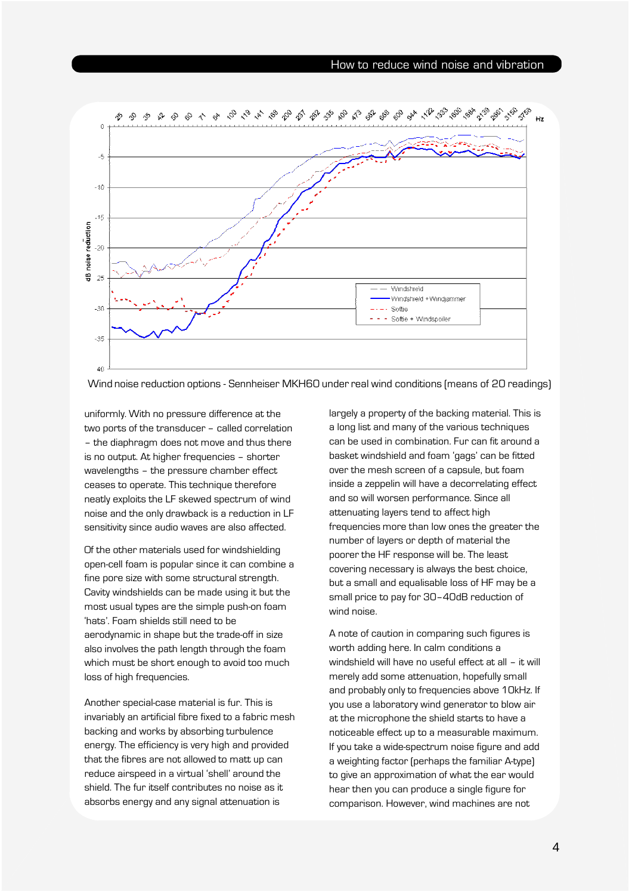Wind noise reduction options - Sennheiser MKH60 under real wind conditions (means of 20 readings)

uniformly. With no pressure difference at the two ports of the transducer – called correlation – the diaphragm does not move and thus there is no output. At higher frequencies – shorter wavelengths – the pressure chamber effect ceases to operate. This technique therefore neatly exploits the LF skewed spectrum of wind noise and the only drawback is a reduction in LF sensitivity since audio waves are also affected.

Of the other materials used for windshielding open-cell foam is popular since it can combine a fine pore size with some structural strength. Cavity windshields can be made using it but the most usual types are the simple push-on foam 'hats'. Foam shields still need to be aerodynamic in shape but the trade-off in size also involves the path length through the foam which must be short enough to avoid too much loss of high frequencies.

Another special-case material is fur. This is invariably an artificial fibre fixed to a fabric mesh backing and works by absorbing turbulence energy. The efficiency is very high and provided that the fibres are not allowed to matt up can reduce airspeed in a virtual 'shell' around the shield. The fur itself contributes no noise as it absorbs energy and any signal attenuation is largely a property of the backing material. This is a long list and many of the various techniques can be used in combination. Fur can fit around a basket windshield and foam 'gags' can be fitted over the mesh screen of a capsule, but foam inside a zeppelin will have a decorrelating effect and so will worsen performance. Since all attenuating layers tend to affect high frequencies more than low ones the greater the number of layers or depth of material the poorer the HF response will be. The least covering necessary is always the best choice, but a small and equalisable loss of HF may be a small price to pay for 30–40dB reduction of wind noise.

A note of caution in comparing such figures is worth adding here. In calm conditions a windshield will have no useful effect at all – it will merely add some attenuation, hopefully small and probably only to frequencies above 10kHz. If you use a laboratory wind generator to blow air at the microphone the shield starts to have a noticeable effect up to a measurable maximum. If you take a wide-spectrum noise figure and add a weighting factor (perhaps the familiar A-type) to give an approximation of what the ear would hear then you can produce a single figure for comparison. However, wind machines are not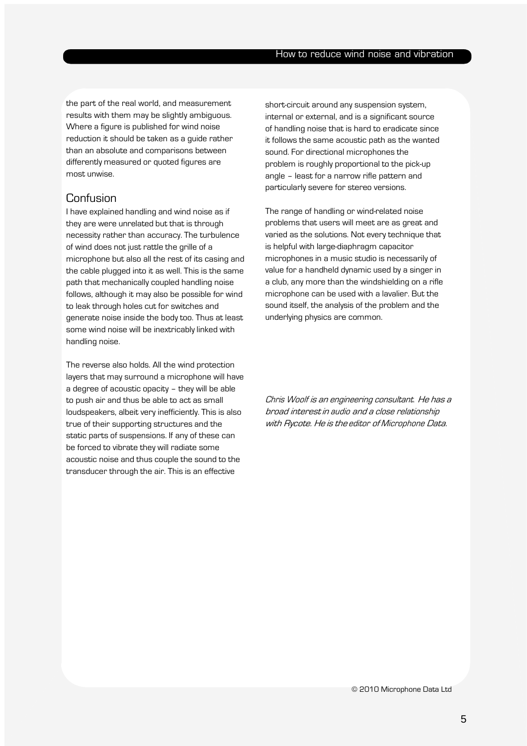the part of the real world, and measurement results with them may be slightly ambiguous. Where a figure is published for wind noise reduction it should be taken as a guide rather than an absolute and comparisons between differently measured or quoted figures are most unwise.

## Confusion

I have explained handling and wind noise as if they are were unrelated but that is through necessity rather than accuracy. The turbulence of wind does not just rattle the grille of a microphone but also all the rest of its casing and the cable plugged into it as well. This is the same path that mechanically coupled handling noise follows, although it may also be possible for wind to leak through holes cut for switches and generate noise inside the body too. Thus at least some wind noise will be inextricably linked with handling noise.

The reverse also holds. All the wind protection layers that may surround a microphone will have a degree of acoustic opacity – they will be able to push air and thus be able to act as small loudspeakers, albeit very inefficiently. This is also true of their supporting structures and the static parts of suspensions. If any of these can be forced to vibrate they will radiate some acoustic noise and thus couple the sound to the transducer through the air. This is an effective short-circuit around any suspension system, internal or external, and is a significant source of handling noise that is hard to eradicate since it follows the same acoustic path as the wanted sound. For directional microphones the problem is roughly proportional to the pick-up angle – least for a narrow rifle pattern and particularly severe for stereo versions.

The range of handling or wind-related noise problems that users will meet are as great and varied as the solutions. Not every technique that is helpful with large-diaphragm capacitor microphones in a music studio is necessarily of value for a handheld dynamic used by a singer in a club, any more than the windshielding on a rifle microphone can be used with a lavalier. But the sound itself, the analysis of the problem and the underlying physics are common.

*Chris Woolf is an engineering consultant. He has a broad interest in audio and a close relationship with Rycote. He is the editor of Microphone Data.*

© 2010 Microphone Data Ltd